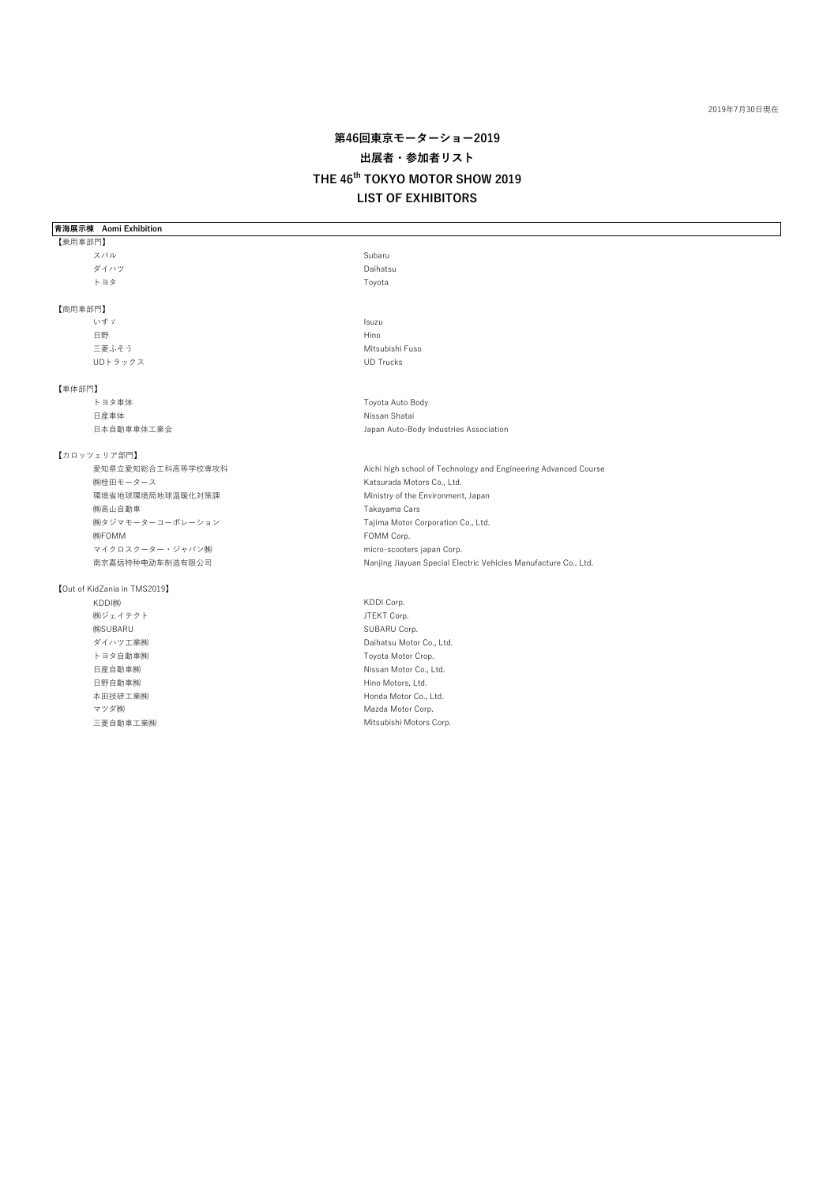2019年7月30日現在

# 第46回東京モーターショー2019
## 出展者・参加者リスト
## THE 46th TOKYO MOTOR SHOW 2019
## LIST OF EXHIBITORS

**青海展示棟　Aomi Exhibition**

【乗用車部門】

| | |
|---|---|
| スバル | Subaru |
| ダイハツ | Daihatsu |
| トヨタ | Toyota |

【商用車部門】

| | |
|---|---|
| いすゞ | Isuzu |
| 日野 | Hino |
| 三菱ふそう | Mitsubishi Fuso |
| UDトラックス | UD Trucks |

【車体部門】

| | |
|---|---|
| トヨタ車体 | Toyota Auto Body |
| 日産車体 | Nissan Shatai |
| 日本自動車車体工業会 | Japan Auto-Body Industries Association |

【カロッツェリア部門】

| | |
|---|---|
| 愛知県立愛知総合工科高等学校専攻科 | Aichi high school of Technology and Engineering Advanced Course |
| ㈱桂田モータース | Katsurada Motors Co., Ltd. |
| 環境省地球環境局地球温暖化対策課 | Ministry of the Environment, Japan |
| ㈱高山自動車 | Takayama Cars |
| ㈱タジマモーターコーポレーション | Tajima Motor Corporation Co., Ltd. |
| ㈱FOMM | FOMM Corp. |
| マイクロスクーター・ジャパン㈱ | micro-scooters japan Corp. |
| 南京嘉远特种电动车制造有限公司 | Nanjing Jiayuan Special Electric Vehicles Manufacture Co., Ltd. |

【Out of KidZania in TMS2019】

| | |
|---|---|
| KDDI㈱ | KDDI Corp. |
| ㈱ジェイテクト | JTEKT Corp. |
| ㈱SUBARU | SUBARU Corp. |
| ダイハツ工業㈱ | Daihatsu Motor Co., Ltd. |
| トヨタ自動車㈱ | Toyota Motor Crop. |
| 日産自動車㈱ | Nissan Motor Co., Ltd. |
| 日野自動車㈱ | Hino Motors, Ltd. |
| 本田技研工業㈱ | Honda Motor Co., Ltd. |
| マツダ㈱ | Mazda Motor Corp. |
| 三菱自動車工業㈱ | Mitsubishi Motors Corp. |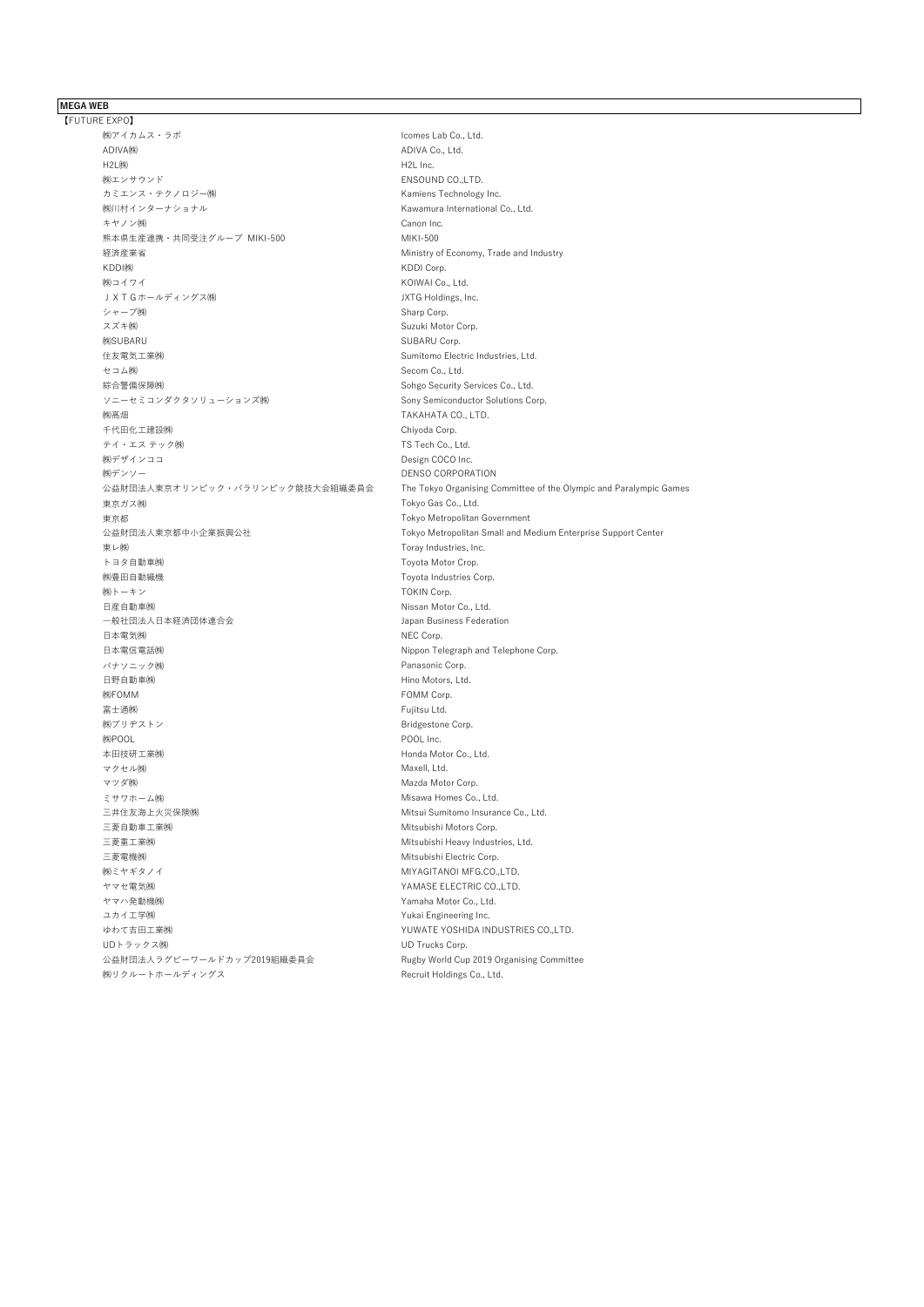**MEGA WEB**

【FUTURE EXPO】

| | |
|---|---|
| ㈱アイカムス・ラボ | Icomes Lab Co., Ltd. |
| ADIVA㈱ | ADIVA Co., Ltd. |
| H2L㈱ | H2L Inc. |
| ㈱エンサウンド | ENSOUND CO.,LTD. |
| カミエンス・テクノロジー㈱ | Kamiens Technology Inc. |
| ㈱川村インターナショナル | Kawamura International Co., Ltd. |
| キヤノン㈱ | Canon Inc. |
| 熊本県生産連携・共同受注グループ MIKI-500 | MIKI-500 |
| 経済産業省 | Ministry of Economy, Trade and Industry |
| KDDI㈱ | KDDI Corp. |
| ㈱コイワイ | KOIWAI Co., Ltd. |
| ＪＸＴＧホールディングス㈱ | JXTG Holdings, Inc. |
| シャープ㈱ | Sharp Corp. |
| スズキ㈱ | Suzuki Motor Corp. |
| ㈱SUBARU | SUBARU Corp. |
| 住友電気工業㈱ | Sumitomo Electric Industries, Ltd. |
| セコム㈱ | Secom Co., Ltd. |
| 綜合警備保障㈱ | Sohgo Security Services Co., Ltd. |
| ソニーセミコンダクタソリューションズ㈱ | Sony Semiconductor Solutions Corp. |
| ㈱高畑 | TAKAHATA CO., LTD. |
| 千代田化工建設㈱ | Chiyoda Corp. |
| テイ・エス テック㈱ | TS Tech Co., Ltd. |
| ㈱デザインココ | Design COCO Inc. |
| ㈱デンソー | DENSO CORPORATION |
| 公益財団法人東京オリンピック・パラリンピック競技大会組織委員会 | The Tokyo Organising Committee of the Olympic and Paralympic Games |
| 東京ガス㈱ | Tokyo Gas Co., Ltd. |
| 東京都 | Tokyo Metropolitan Government |
| 公益財団法人東京都中小企業振興公社 | Tokyo Metropolitan Small and Medium Enterprise Support Center |
| 東レ㈱ | Toray Industries, Inc. |
| トヨタ自動車㈱ | Toyota Motor Crop. |
| ㈱豊田自動織機 | Toyota Industries Corp. |
| ㈱トーキン | TOKIN Corp. |
| 日産自動車㈱ | Nissan Motor Co., Ltd. |
| 一般社団法人日本経済団体連合会 | Japan Business Federation |
| 日本電気㈱ | NEC Corp. |
| 日本電信電話㈱ | Nippon Telegraph and Telephone Corp. |
| パナソニック㈱ | Panasonic Corp. |
| 日野自動車㈱ | Hino Motors, Ltd. |
| ㈱FOMM | FOMM Corp. |
| 富士通㈱ | Fujitsu Ltd. |
| ㈱ブリヂストン | Bridgestone Corp. |
| ㈱POOL | POOL Inc. |
| 本田技研工業㈱ | Honda Motor Co., Ltd. |
| マクセル㈱ | Maxell, Ltd. |
| マツダ㈱ | Mazda Motor Corp. |
| ミサワホーム㈱ | Misawa Homes Co., Ltd. |
| 三井住友海上火災保険㈱ | Mitsui Sumitomo Insurance Co., Ltd. |
| 三菱自動車工業㈱ | Mitsubishi Motors Corp. |
| 三菱重工業㈱ | Mitsubishi Heavy Industries, Ltd. |
| 三菱電機㈱ | Mitsubishi Electric Corp. |
| ㈱ミヤギタノイ | MIYAGITANOI MFG.CO.,LTD. |
| ヤマセ電気㈱ | YAMASE ELECTRIC CO.,LTD. |
| ヤマハ発動機㈱ | Yamaha Motor Co., Ltd. |
| ユカイ工学㈱ | Yukai Engineering Inc. |
| ゆわて吉田工業㈱ | YUWATE YOSHIDA INDUSTRIES CO.,LTD. |
| UDトラックス㈱ | UD Trucks Corp. |
| 公益財団法人ラグビーワールドカップ2019組織委員会 | Rugby World Cup 2019 Organising Committee |
| ㈱リクルートホールディングス | Recruit Holdings Co., Ltd. |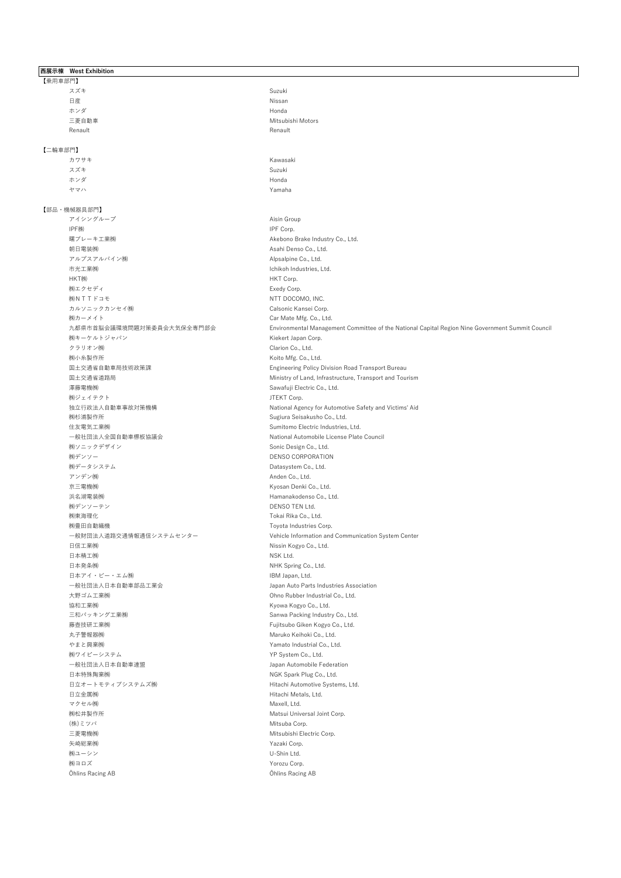**西展示棟　West Exhibition**

【乗用車部門】

| | |
|---|---|
| スズキ | Suzuki |
| 日産 | Nissan |
| ホンダ | Honda |
| 三菱自動車 | Mitsubishi Motors |
| Renault | Renault |

【二輪車部門】

| | |
|---|---|
| カワサキ | Kawasaki |
| スズキ | Suzuki |
| ホンダ | Honda |
| ヤマハ | Yamaha |

【部品・機械器具部門】

| | |
|---|---|
| アイシングループ | Aisin Group |
| IPF㈱ | IPF Corp. |
| 曙ブレーキ工業㈱ | Akebono Brake Industry Co., Ltd. |
| 朝日電装㈱ | Asahi Denso Co., Ltd. |
| アルプスアルパイン㈱ | Alpsalpine Co., Ltd. |
| 市光工業㈱ | Ichikoh Industries, Ltd. |
| HKT㈱ | HKT Corp. |
| ㈱エクセディ | Exedy Corp. |
| ㈱ＮＴＴドコモ | NTT DOCOMO, INC. |
| カルソニックカンセイ㈱ | Calsonic Kansei Corp. |
| ㈱カーメイト | Car Mate Mfg. Co., Ltd. |
| 九都県市首脳会議環境問題対策委員会大気保全専門部会 | Environmental Management Committee of the National Capital Region Nine Government Summit Council |
| ㈱キーケルトジャパン | Kiekert Japan Corp. |
| クラリオン㈱ | Clarion Co., Ltd. |
| ㈱小糸製作所 | Koito Mfg. Co., Ltd. |
| 国土交通省自動車局技術政策課 | Engineering Policy Division Road Transport Bureau |
| 国土交通省道路局 | Ministry of Land, Infrastructure, Transport and Tourism |
| 澤藤電機㈱ | Sawafuji Electric Co., Ltd. |
| ㈱ジェイテクト | JTEKT Corp. |
| 独立行政法人自動車事故対策機構 | National Agency for Automotive Safety and Victims' Aid |
| ㈱杉浦製作所 | Sugiura Seisakusho Co., Ltd. |
| 住友電気工業㈱ | Sumitomo Electric Industries, Ltd. |
| 一般社団法人全国自動車標板協議会 | National Automobile License Plate Council |
| ㈱ソニックデザイン | Sonic Design Co., Ltd. |
| ㈱デンソー | DENSO CORPORATION |
| ㈱データシステム | Datasystem Co., Ltd. |
| アンデン㈱ | Anden Co., Ltd. |
| 京三電機㈱ | Kyosan Denki Co., Ltd. |
| 浜名湖電装㈱ | Hamanakodenso Co., Ltd. |
| ㈱デンソーテン | DENSO TEN Ltd. |
| ㈱東海理化 | Tokai Rika Co., Ltd. |
| ㈱豊田自動織機 | Toyota Industries Corp. |
| 一般財団法人道路交通情報通信システムセンター | Vehicle Information and Communication System Center |
| 日信工業㈱ | Nissin Kogyo Co., Ltd. |
| 日本精工㈱ | NSK Ltd. |
| 日本発条㈱ | NHK Spring Co., Ltd. |
| 日本アイ・ビー・エム㈱ | IBM Japan, Ltd. |
| 一般社団法人日本自動車部品工業会 | Japan Auto Parts Industries Association |
| 大野ゴム工業㈱ | Ohno Rubber Industrial Co., Ltd. |
| 協和工業㈱ | Kyowa Kogyo Co., Ltd. |
| 三和パッキング工業㈱ | Sanwa Packing Industry Co., Ltd. |
| 藤壺技研工業㈱ | Fujitsubo Giken Kogyo Co., Ltd. |
| 丸子警報器㈱ | Maruko Keihoki Co., Ltd. |
| やまと興業㈱ | Yamato Industrial Co., Ltd. |
| ㈱ワイピーシステム | YP System Co., Ltd. |
| 一般社団法人日本自動車連盟 | Japan Automobile Federation |
| 日本特殊陶業㈱ | NGK Spark Plug Co., Ltd. |
| 日立オートモティブシステムズ㈱ | Hitachi Automotive Systems, Ltd. |
| 日立金属㈱ | Hitachi Metals, Ltd. |
| マクセル㈱ | Maxell, Ltd. |
| ㈱松井製作所 | Matsui Universal Joint Corp. |
| (株)ミツバ | Mitsuba Corp. |
| 三菱電機㈱ | Mitsubishi Electric Corp. |
| 矢崎総業㈱ | Yazaki Corp. |
| ㈱ユーシン | U-Shin Ltd. |
| ㈱ヨロズ | Yorozu Corp. |
| Öhlins Racing AB | Öhlins Racing AB |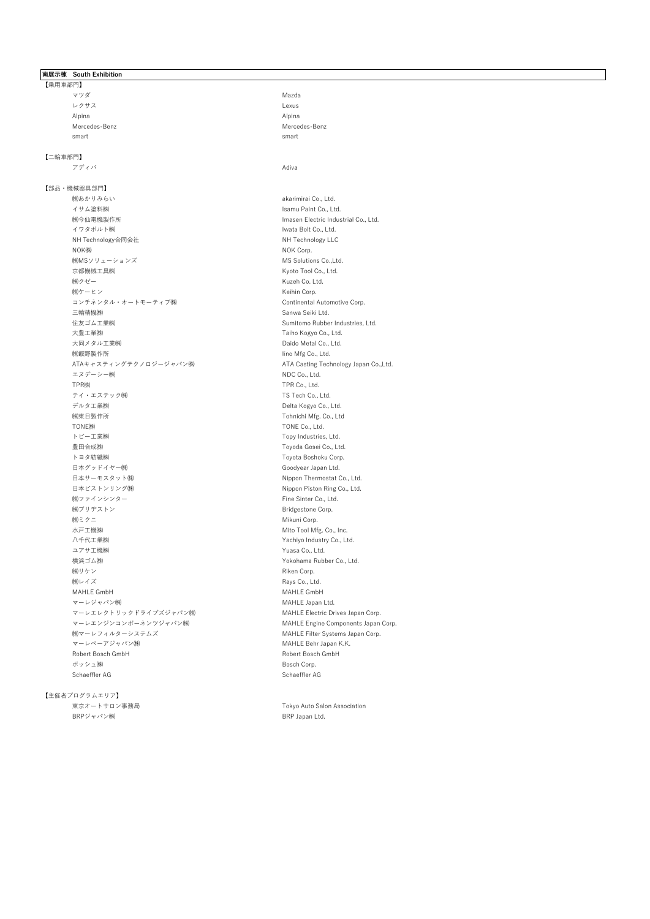**南展示棟　South Exhibition**

【乗用車部門】

| | |
|---|---|
| マツダ | Mazda |
| レクサス | Lexus |
| Alpina | Alpina |
| Mercedes-Benz | Mercedes-Benz |
| smart | smart |

【二輪車部門】

| | |
|---|---|
| アディバ | Adiva |

【部品・機械器具部門】

| | |
|---|---|
| ㈱あかりみらい | akarimirai Co., Ltd. |
| イサム塗料㈱ | Isamu Paint Co., Ltd. |
| ㈱今仙電機製作所 | Imasen Electric Industrial Co., Ltd. |
| イワタボルト㈱ | Iwata Bolt Co., Ltd. |
| NH Technology合同会社 | NH Technology LLC |
| NOK㈱ | NOK Corp. |
| ㈱MSソリューションズ | MS Solutions Co.,Ltd. |
| 京都機械工具㈱ | Kyoto Tool Co., Ltd. |
| ㈱クゼー | Kuzeh Co. Ltd. |
| ㈱ケーヒン | Keihin Corp. |
| コンチネンタル・オートモーティブ㈱ | Continental Automotive Corp. |
| 三輪精機㈱ | Sanwa Seiki Ltd. |
| 住友ゴム工業㈱ | Sumitomo Rubber Industries, Ltd. |
| 大豊工業㈱ | Taiho Kogyo Co., Ltd. |
| 大同メタル工業㈱ | Daido Metal Co., Ltd. |
| ㈱飯野製作所 | Iino Mfg Co., Ltd. |
| ATAキャスティングテクノロジージャパン㈱ | ATA Casting Technology Japan Co.,Ltd. |
| エヌデーシー㈱ | NDC Co., Ltd. |
| TPR㈱ | TPR Co., Ltd. |
| テイ・エステック㈱ | TS Tech Co., Ltd. |
| デルタ工業㈱ | Delta Kogyo Co., Ltd. |
| ㈱東日製作所 | Tohnichi Mfg. Co., Ltd |
| TONE㈱ | TONE Co., Ltd. |
| トピー工業㈱ | Topy Industries, Ltd. |
| 豊田合成㈱ | Toyoda Gosei Co., Ltd. |
| トヨタ紡織㈱ | Toyota Boshoku Corp. |
| 日本グッドイヤー㈱ | Goodyear Japan Ltd. |
| 日本サーモスタット㈱ | Nippon Thermostat Co., Ltd. |
| 日本ピストンリング㈱ | Nippon Piston Ring Co., Ltd. |
| ㈱ファインシンター | Fine Sinter Co., Ltd. |
| ㈱ブリヂストン | Bridgestone Corp. |
| ㈱ミクニ | Mikuni Corp. |
| 水戸工機㈱ | Mito Tool Mfg. Co., Inc. |
| 八千代工業㈱ | Yachiyo Industry Co., Ltd. |
| ユアサ工機㈱ | Yuasa Co., Ltd. |
| 横浜ゴム㈱ | Yokohama Rubber Co., Ltd. |
| ㈱リケン | Riken Corp. |
| ㈱レイズ | Rays Co., Ltd. |
| MAHLE GmbH | MAHLE GmbH |
| マーレジャパン㈱ | MAHLE Japan Ltd. |
| マーレエレクトリックドライブズジャパン㈱ | MAHLE Electric Drives Japan Corp. |
| マーレエンジンコンポーネンツジャパン㈱ | MAHLE Engine Components Japan Corp. |
| ㈱マーレフィルターシステムズ | MAHLE Filter Systems Japan Corp. |
| マーレベーアジャパン㈱ | MAHLE Behr Japan K.K. |
| Robert Bosch GmbH | Robert Bosch GmbH |
| ボッシュ㈱ | Bosch Corp. |
| Schaeffler AG | Schaeffler AG |

【主催者プログラムエリア】

| | |
|---|---|
| 東京オートサロン事務局 | Tokyo Auto Salon Association |
| BRPジャパン㈱ | BRP Japan Ltd. |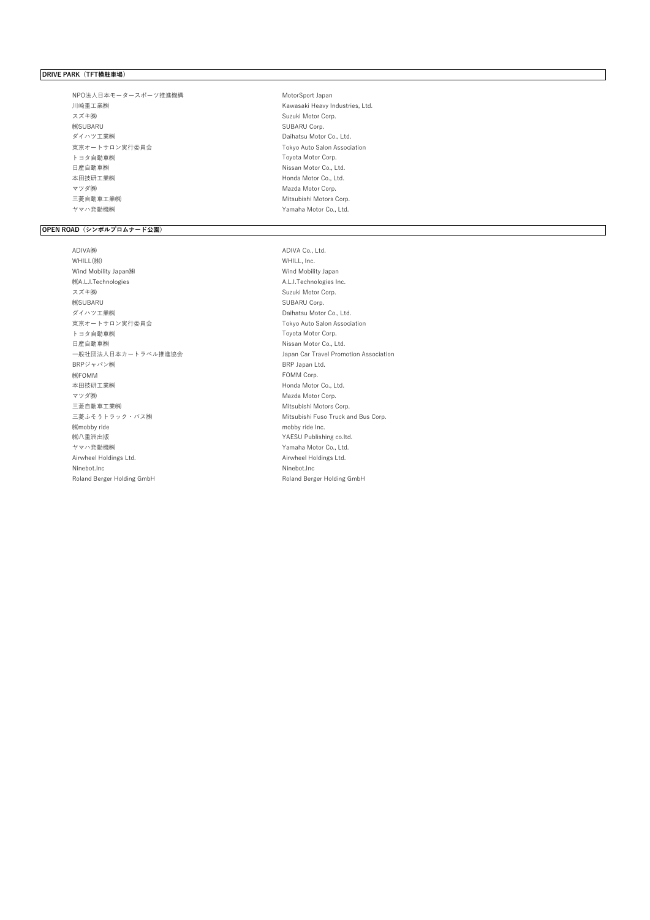**DRIVE PARK（TFT横駐車場）**

| | |
|---|---|
| NPO法人日本モータースポーツ推進機構 | MotorSport Japan |
| 川崎重工業㈱ | Kawasaki Heavy Industries, Ltd. |
| スズキ㈱ | Suzuki Motor Corp. |
| ㈱SUBARU | SUBARU Corp. |
| ダイハツ工業㈱ | Daihatsu Motor Co., Ltd. |
| 東京オートサロン実行委員会 | Tokyo Auto Salon Association |
| トヨタ自動車㈱ | Toyota Motor Corp. |
| 日産自動車㈱ | Nissan Motor Co., Ltd. |
| 本田技研工業㈱ | Honda Motor Co., Ltd. |
| マツダ㈱ | Mazda Motor Corp. |
| 三菱自動車工業㈱ | Mitsubishi Motors Corp. |
| ヤマハ発動機㈱ | Yamaha Motor Co., Ltd. |

**OPEN ROAD（シンボルプロムナード公園）**

| | |
|---|---|
| ADIVA㈱ | ADIVA Co., Ltd. |
| WHILL(㈱) | WHILL, Inc. |
| Wind Mobility Japan㈱ | Wind Mobility Japan |
| ㈱A.L.I.Technologies | A.L.I.Technologies Inc. |
| スズキ㈱ | Suzuki Motor Corp. |
| ㈱SUBARU | SUBARU Corp. |
| ダイハツ工業㈱ | Daihatsu Motor Co., Ltd. |
| 東京オートサロン実行委員会 | Tokyo Auto Salon Association |
| トヨタ自動車㈱ | Toyota Motor Corp. |
| 日産自動車㈱ | Nissan Motor Co., Ltd. |
| 一般社団法人日本カートラベル推進協会 | Japan Car Travel Promotion Association |
| BRPジャパン㈱ | BRP Japan Ltd. |
| ㈱FOMM | FOMM Corp. |
| 本田技研工業㈱ | Honda Motor Co., Ltd. |
| マツダ㈱ | Mazda Motor Corp. |
| 三菱自動車工業㈱ | Mitsubishi Motors Corp. |
| 三菱ふそうトラック・バス㈱ | Mitsubishi Fuso Truck and Bus Corp. |
| ㈱mobby ride | mobby ride Inc. |
| ㈱八重洲出版 | YAESU Publishing co.ltd. |
| ヤマハ発動機㈱ | Yamaha Motor Co., Ltd. |
| Airwheel Holdings Ltd. | Airwheel Holdings Ltd. |
| Ninebot.Inc | Ninebot.Inc |
| Roland Berger Holding GmbH | Roland Berger Holding GmbH |